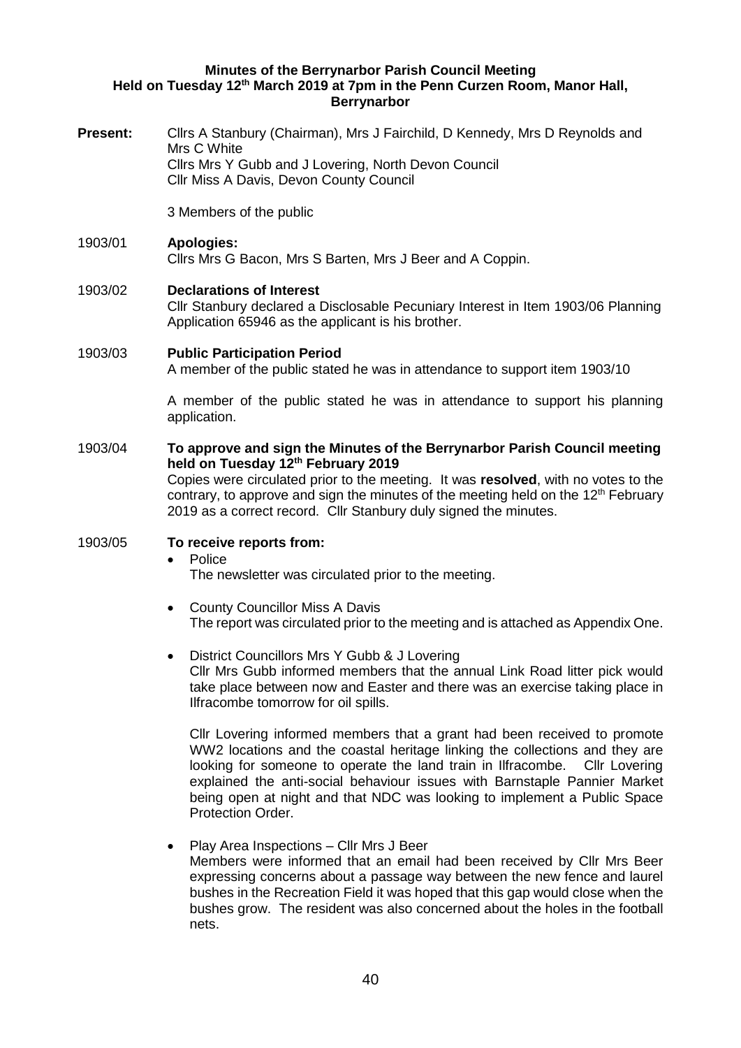# Minutes of the Berrynarbor Parish Council Meeting
## Held on Tuesday 12th March 2019 at 7pm in the Penn Curzen Room, Manor Hall, Berrynarbor

**Present:** Cllrs A Stanbury (Chairman), Mrs J Fairchild, D Kennedy, Mrs D Reynolds and Mrs C White
Cllrs Mrs Y Gubb and J Lovering, North Devon Council
Cllr Miss A Davis, Devon County Council

3 Members of the public

**1903/01 Apologies:**
Cllrs Mrs G Bacon, Mrs S Barten, Mrs J Beer and A Coppin.

**1903/02 Declarations of Interest**
Cllr Stanbury declared a Disclosable Pecuniary Interest in Item 1903/06 Planning Application 65946 as the applicant is his brother.

**1903/03 Public Participation Period**
A member of the public stated he was in attendance to support item 1903/10

A member of the public stated he was in attendance to support his planning application.

**1903/04 To approve and sign the Minutes of the Berrynarbor Parish Council meeting held on Tuesday 12th February 2019**
Copies were circulated prior to the meeting. It was **resolved**, with no votes to the contrary, to approve and sign the minutes of the meeting held on the 12th February 2019 as a correct record. Cllr Stanbury duly signed the minutes.

**1903/05 To receive reports from:**

- Police
  The newsletter was circulated prior to the meeting.

- County Councillor Miss A Davis
  The report was circulated prior to the meeting and is attached as Appendix One.

- District Councillors Mrs Y Gubb & J Lovering
  Cllr Mrs Gubb informed members that the annual Link Road litter pick would take place between now and Easter and there was an exercise taking place in Ilfracombe tomorrow for oil spills.

  Cllr Lovering informed members that a grant had been received to promote WW2 locations and the coastal heritage linking the collections and they are looking for someone to operate the land train in Ilfracombe. Cllr Lovering explained the anti-social behaviour issues with Barnstaple Pannier Market being open at night and that NDC was looking to implement a Public Space Protection Order.

- Play Area Inspections – Cllr Mrs J Beer
  Members were informed that an email had been received by Cllr Mrs Beer expressing concerns about a passage way between the new fence and laurel bushes in the Recreation Field it was hoped that this gap would close when the bushes grow. The resident was also concerned about the holes in the football nets.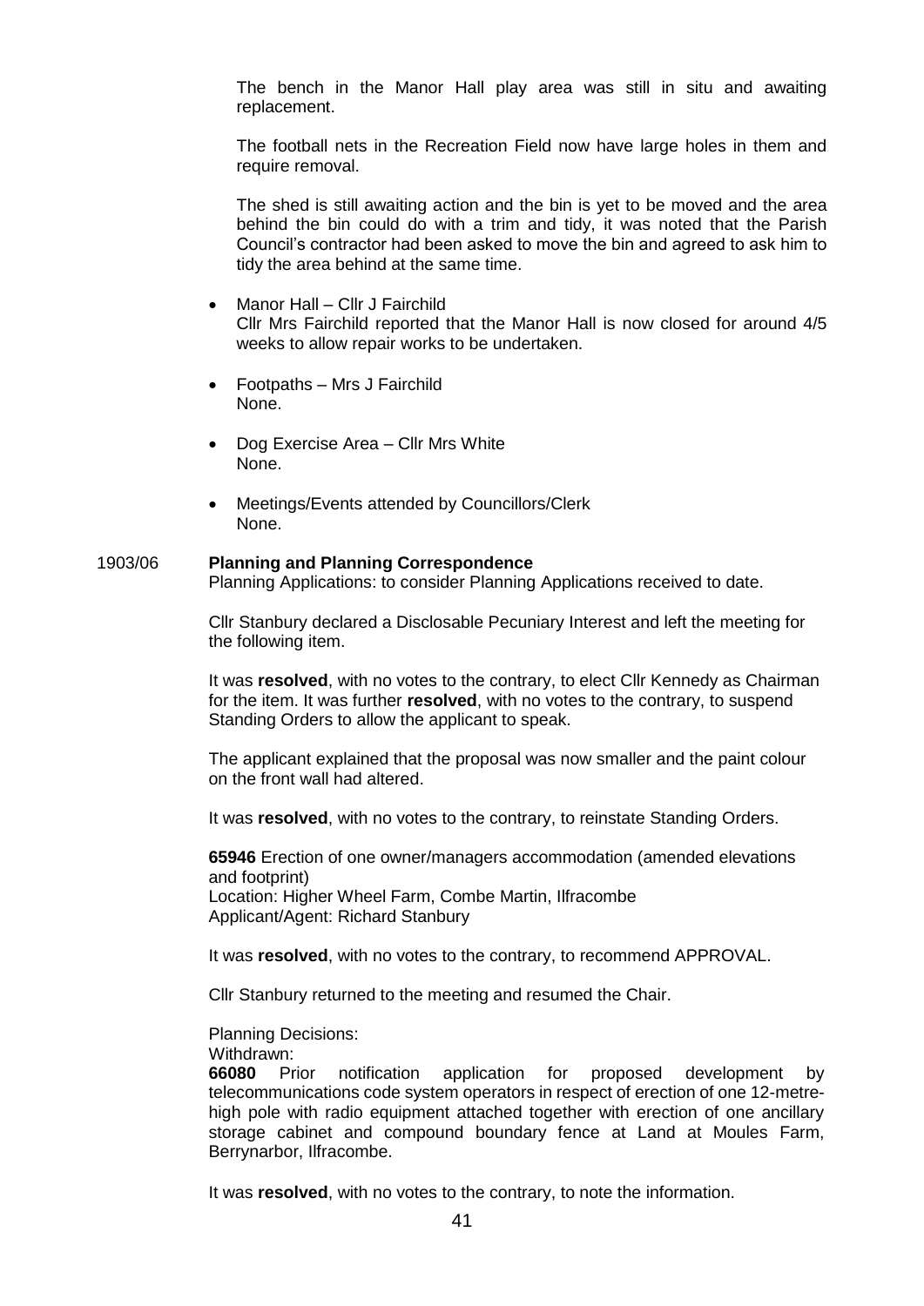The bench in the Manor Hall play area was still in situ and awaiting replacement.

The football nets in the Recreation Field now have large holes in them and require removal.

The shed is still awaiting action and the bin is yet to be moved and the area behind the bin could do with a trim and tidy, it was noted that the Parish Council's contractor had been asked to move the bin and agreed to ask him to tidy the area behind at the same time.

- Manor Hall – Cllr J Fairchild
  Cllr Mrs Fairchild reported that the Manor Hall is now closed for around 4/5 weeks to allow repair works to be undertaken.
- Footpaths – Mrs J Fairchild
  None.
- Dog Exercise Area – Cllr Mrs White
  None.
- Meetings/Events attended by Councillors/Clerk
  None.

1903/06 **Planning and Planning Correspondence**

Planning Applications: to consider Planning Applications received to date.

Cllr Stanbury declared a Disclosable Pecuniary Interest and left the meeting for the following item.

It was **resolved**, with no votes to the contrary, to elect Cllr Kennedy as Chairman for the item. It was further **resolved**, with no votes to the contrary, to suspend Standing Orders to allow the applicant to speak.

The applicant explained that the proposal was now smaller and the paint colour on the front wall had altered.

It was **resolved**, with no votes to the contrary, to reinstate Standing Orders.

**65946** Erection of one owner/managers accommodation (amended elevations and footprint)
Location: Higher Wheel Farm, Combe Martin, Ilfracombe
Applicant/Agent: Richard Stanbury

It was **resolved**, with no votes to the contrary, to recommend APPROVAL.

Cllr Stanbury returned to the meeting and resumed the Chair.

Planning Decisions:
Withdrawn:
**66080** Prior notification application for proposed development by telecommunications code system operators in respect of erection of one 12-metre-high pole with radio equipment attached together with erection of one ancillary storage cabinet and compound boundary fence at Land at Moules Farm, Berrynarbor, Ilfracombe.

It was **resolved**, with no votes to the contrary, to note the information.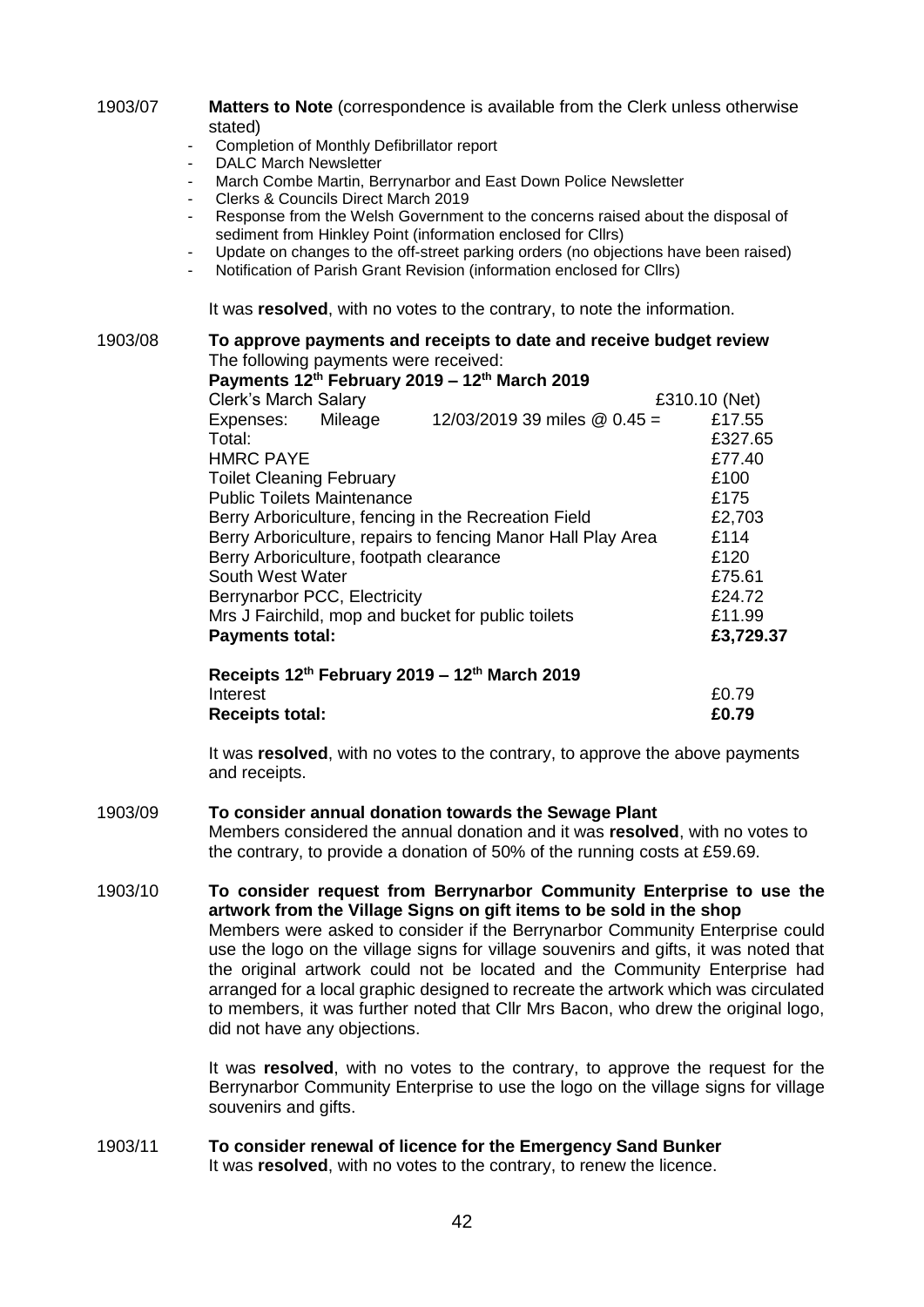1903/07 **Matters to Note** (correspondence is available from the Clerk unless otherwise stated)

- Completion of Monthly Defibrillator report
- DALC March Newsletter
- March Combe Martin, Berrynarbor and East Down Police Newsletter
- Clerks & Councils Direct March 2019
- Response from the Welsh Government to the concerns raised about the disposal of sediment from Hinkley Point (information enclosed for Cllrs)
- Update on changes to the off-street parking orders (no objections have been raised)
- Notification of Parish Grant Revision (information enclosed for Cllrs)

It was **resolved**, with no votes to the contrary, to note the information.

1903/08 **To approve payments and receipts to date and receive budget review**

The following payments were received:

**Payments 12th February 2019 – 12th March 2019**

| | | | |
|---|---|---|---|
| Clerk's March Salary | | | £310.10 (Net) |
| Expenses: | Mileage | 12/03/2019 39 miles @ 0.45 = | £17.55 |
| Total: | | | £327.65 |
| HMRC PAYE | | | £77.40 |
| Toilet Cleaning February | | | £100 |
| Public Toilets Maintenance | | | £175 |
| Berry Arboriculture, fencing in the Recreation Field | | | £2,703 |
| Berry Arboriculture, repairs to fencing Manor Hall Play Area | | | £114 |
| Berry Arboriculture, footpath clearance | | | £120 |
| South West Water | | | £75.61 |
| Berrynarbor PCC, Electricity | | | £24.72 |
| Mrs J Fairchild, mop and bucket for public toilets | | | £11.99 |
| **Payments total:** | | | **£3,729.37** |

**Receipts 12th February 2019 – 12th March 2019**

| | |
|---|---|
| Interest | £0.79 |
| **Receipts total:** | **£0.79** |

It was **resolved**, with no votes to the contrary, to approve the above payments and receipts.

1903/09 **To consider annual donation towards the Sewage Plant**

Members considered the annual donation and it was **resolved**, with no votes to the contrary, to provide a donation of 50% of the running costs at £59.69.

1903/10 **To consider request from Berrynarbor Community Enterprise to use the artwork from the Village Signs on gift items to be sold in the shop**

Members were asked to consider if the Berrynarbor Community Enterprise could use the logo on the village signs for village souvenirs and gifts, it was noted that the original artwork could not be located and the Community Enterprise had arranged for a local graphic designed to recreate the artwork which was circulated to members, it was further noted that Cllr Mrs Bacon, who drew the original logo, did not have any objections.

It was **resolved**, with no votes to the contrary, to approve the request for the Berrynarbor Community Enterprise to use the logo on the village signs for village souvenirs and gifts.

1903/11 **To consider renewal of licence for the Emergency Sand Bunker**

It was **resolved**, with no votes to the contrary, to renew the licence.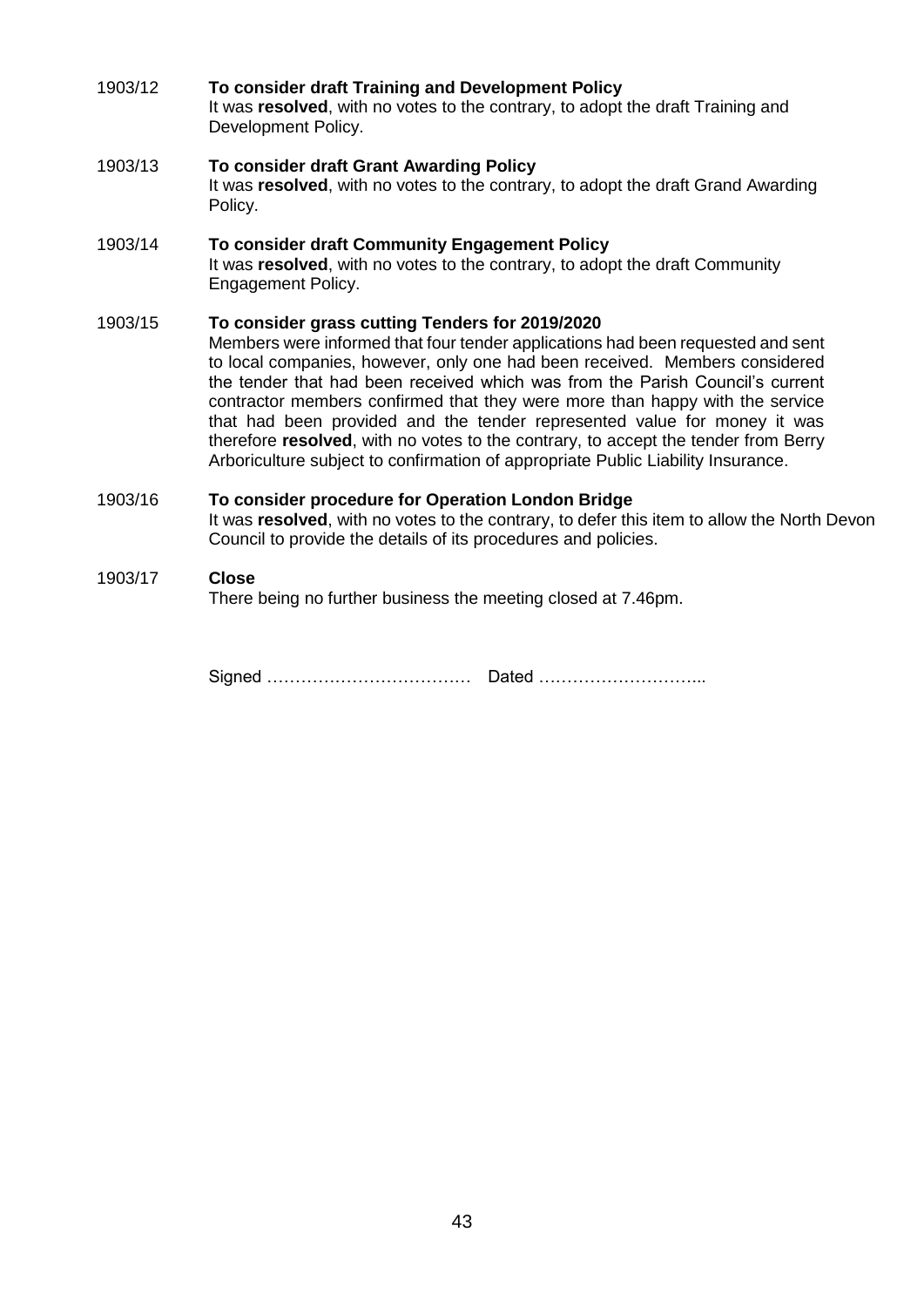1903/12 **To consider draft Training and Development Policy**
It was **resolved**, with no votes to the contrary, to adopt the draft Training and Development Policy.

1903/13 **To consider draft Grant Awarding Policy**
It was **resolved**, with no votes to the contrary, to adopt the draft Grand Awarding Policy.

1903/14 **To consider draft Community Engagement Policy**
It was **resolved**, with no votes to the contrary, to adopt the draft Community Engagement Policy.

1903/15 **To consider grass cutting Tenders for 2019/2020**
Members were informed that four tender applications had been requested and sent to local companies, however, only one had been received. Members considered the tender that had been received which was from the Parish Council's current contractor members confirmed that they were more than happy with the service that had been provided and the tender represented value for money it was therefore **resolved**, with no votes to the contrary, to accept the tender from Berry Arboriculture subject to confirmation of appropriate Public Liability Insurance.

1903/16 **To consider procedure for Operation London Bridge**
It was **resolved**, with no votes to the contrary, to defer this item to allow the North Devon Council to provide the details of its procedures and policies.

1903/17 **Close**
There being no further business the meeting closed at 7.46pm.

Signed ……………………………… Dated ………………………..